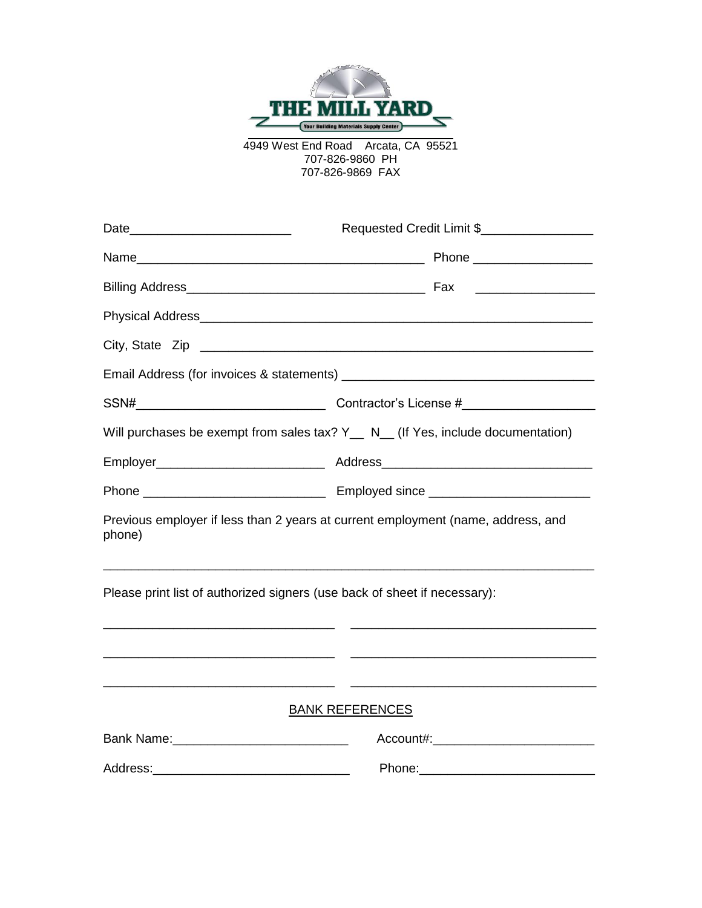# THE MILL YARD

Your Building Materials Supply Center

4949 West End Road Arcata, CA 95521
707-826-9860 PH
707-826-9869 FAX

Date_______________________ Requested Credit Limit $________________

Name_________________________________________ Phone _________________

Billing Address__________________________________ Fax _________________

Physical Address___________________________________________________________

City, State Zip ____________________________________________________________

Email Address (for invoices & statements) ___________________________________

SSN#___________________________ Contractor's License #___________________

Will purchases be exempt from sales tax? Y__ N__ (If Yes, include documentation)

Employer________________________ Address______________________________

Phone __________________________ Employed since _______________________

Previous employer if less than 2 years at current employment (name, address, and phone)

_________________________________________________________________________

Please print list of authorized signers (use back of sheet if necessary):

_________________________________ ___________________________________

_________________________________ ___________________________________

_________________________________ ___________________________________

## BANK REFERENCES

Bank Name:_________________________ Account#:_______________________

Address:____________________________ Phone:_________________________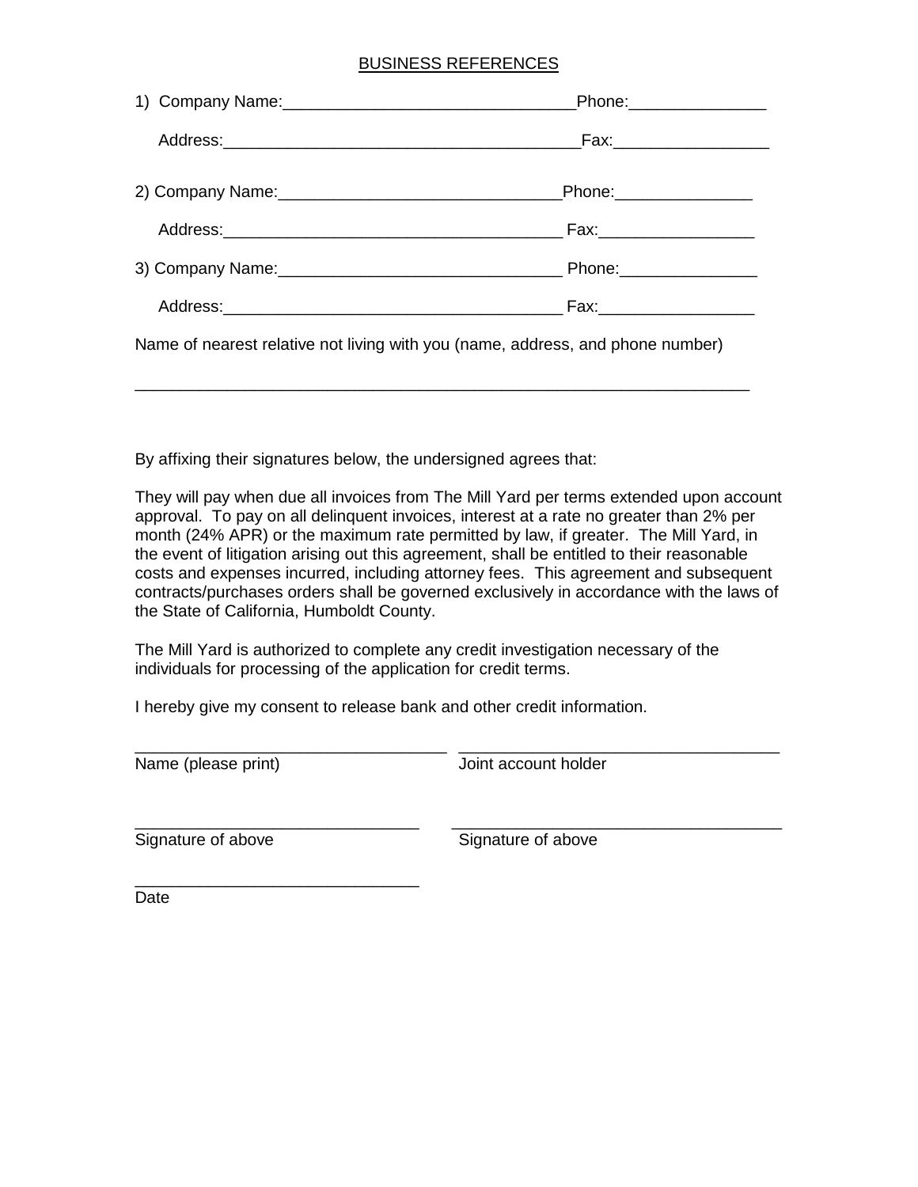## BUSINESS REFERENCES

1) Company Name:_______________________________Phone:_______________

Address:_______________________________________Fax:_________________

2) Company Name:______________________________Phone:_______________

Address:_____________________________________ Fax:_________________

3) Company Name:______________________________ Phone:_______________

Address:_____________________________________ Fax:_________________

Name of nearest relative not living with you (name, address, and phone number)

____________________________________________________________________

By affixing their signatures below, the undersigned agrees that:

They will pay when due all invoices from The Mill Yard per terms extended upon account approval. To pay on all delinquent invoices, interest at a rate no greater than 2% per month (24% APR) or the maximum rate permitted by law, if greater. The Mill Yard, in the event of litigation arising out this agreement, shall be entitled to their reasonable costs and expenses incurred, including attorney fees. This agreement and subsequent contracts/purchases orders shall be governed exclusively in accordance with the laws of the State of California, Humboldt County.

The Mill Yard is authorized to complete any credit investigation necessary of the individuals for processing of the application for credit terms.

I hereby give my consent to release bank and other credit information.

___________________________________ ___________________________________

Name (please print) Joint account holder

_______________________________ ___________________________________

Signature of above Signature of above

_______________________________

Date